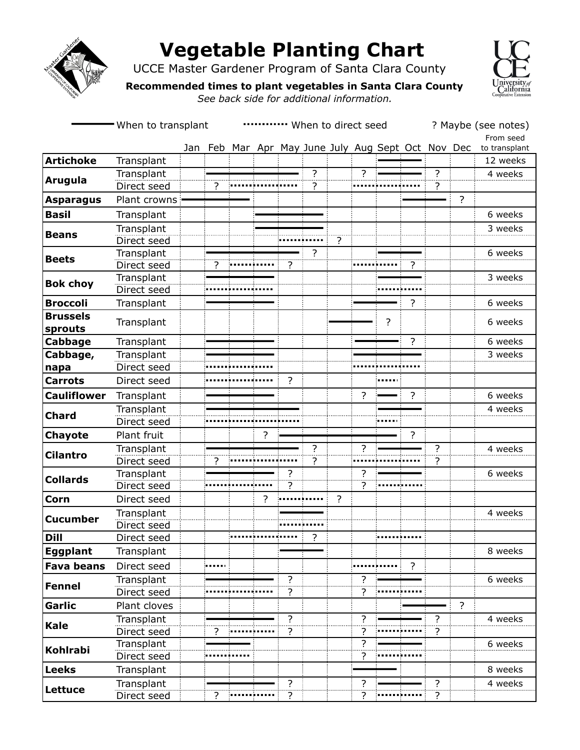# Vegetable Planting Chart

UCCE Master Gardener Program of Santa Clara County

**Recommended times to plant vegetables in Santa Clara County**

*See back side for additional information.*

Legend: — When to transplant   ····· When to direct seed   ? Maybe (see notes)

| Vegetable | Method | Jan | Feb | Mar | Apr | May | June | July | Aug | Sept | Oct | Nov | Dec | From seed to transplant |
|---|---|---|---|---|---|---|---|---|---|---|---|---|---|---|
| **Artichoke** | Transplant | | | | | | | | | — | — | | | 12 weeks |
| **Arugula** | Transplant | | — | — | — | — | ? | | ? | — | — | ? | | 4 weeks |
| | Direct seed | | ? | ····· | ····· | ····· | ? | | ····· | ····· | ····· | ? | | |
| **Asparagus** | Plant crowns | — | — | — | | | | | | | — | — | ? | |
| **Basil** | Transplant | | | | — | — | — | | | | | | | 6 weeks |
| **Beans** | Transplant | | | | — | — | — | | | | | | | 3 weeks |
| | Direct seed | | | | | ····· | ····· | ? | | | | | | |
| **Beets** | Transplant | | — | — | — | — | ? | | | — | — | | | 6 weeks |
| | Direct seed | | ? | ····· | ····· | ? | | | ····· | ····· | ? | | | |
| **Bok choy** | Transplant | | — | — | — | | | | | — | — | | | 3 weeks |
| | Direct seed | | ····· | ····· | ····· | | | | | ····· | ····· | | | |
| **Broccoli** | Transplant | | — | — | — | | | | — | — | ? | | | 6 weeks |
| **Brussels sprouts** | Transplant | | | | | | | — | — | ? | | | | 6 weeks |
| **Cabbage** | Transplant | | — | — | — | | | | — | — | ? | | | 6 weeks |
| **Cabbage, napa** | Transplant | | — | — | — | | | | — | — | — | | | 3 weeks |
| | Direct seed | | ····· | ····· | ····· | | | | ····· | ····· | ····· | | | |
| **Carrots** | Direct seed | | ····· | ····· | ····· | ? | | | | ····· | | | | |
| **Cauliflower** | Transplant | | — | — | — | | | | ? | — | ? | | | 6 weeks |
| **Chard** | Transplant | | — | — | — | — | | | | — | — | | | 4 weeks |
| | Direct seed | | ····· | ····· | ····· | ····· | | | | ····· | | | | |
| **Chayote** | Plant fruit | | | | ? | — | — | — | — | — | ? | | | |
| **Cilantro** | Transplant | | — | — | — | — | ? | | ? | — | — | ? | | 4 weeks |
| | Direct seed | | ? | ····· | ····· | ····· | ? | | ····· | ····· | ····· | ? | | |
| **Collards** | Transplant | | — | — | — | ? | | | ? | — | — | | | 6 weeks |
| | Direct seed | | ····· | ····· | ····· | ? | | | ? | ····· | ····· | | | |
| **Corn** | Direct seed | | | | ? | ····· | ····· | ? | | | | | | |
| **Cucumber** | Transplant | | | | | — | — | | | | | | | 4 weeks |
| | Direct seed | | | | | ····· | ····· | | | | | | | |
| **Dill** | Direct seed | | | ····· | ····· | ····· | ? | | | ····· | ····· | | | |
| **Eggplant** | Transplant | | | | | — | — | | | | | | | 8 weeks |
| **Fava beans** | Direct seed | | ····· | | | | | | ····· | ····· | ? | | | |
| **Fennel** | Transplant | | — | — | — | ? | | | ? | — | — | | | 6 weeks |
| | Direct seed | | ····· | ····· | ····· | ? | | | ? | ····· | ····· | | | |
| **Garlic** | Plant cloves | | | | | | | | | | — | — | ? | |
| **Kale** | Transplant | | — | — | — | ? | | | ? | — | — | ? | | 4 weeks |
| | Direct seed | | ? | ····· | ····· | ? | | | ? | ····· | ····· | ? | | |
| **Kohlrabi** | Transplant | | — | — | | | | | ? | — | — | | | 6 weeks |
| | Direct seed | | ····· | ····· | | | | | ? | ····· | ····· | | | |
| **Leeks** | Transplant | | | | | | | | — | — | | | | 8 weeks |
| **Lettuce** | Transplant | | — | — | — | ? | | | ? | — | — | ? | | 4 weeks |
| | Direct seed | | ? | ····· | ····· | ? | | | ? | ····· | ····· | ? | | |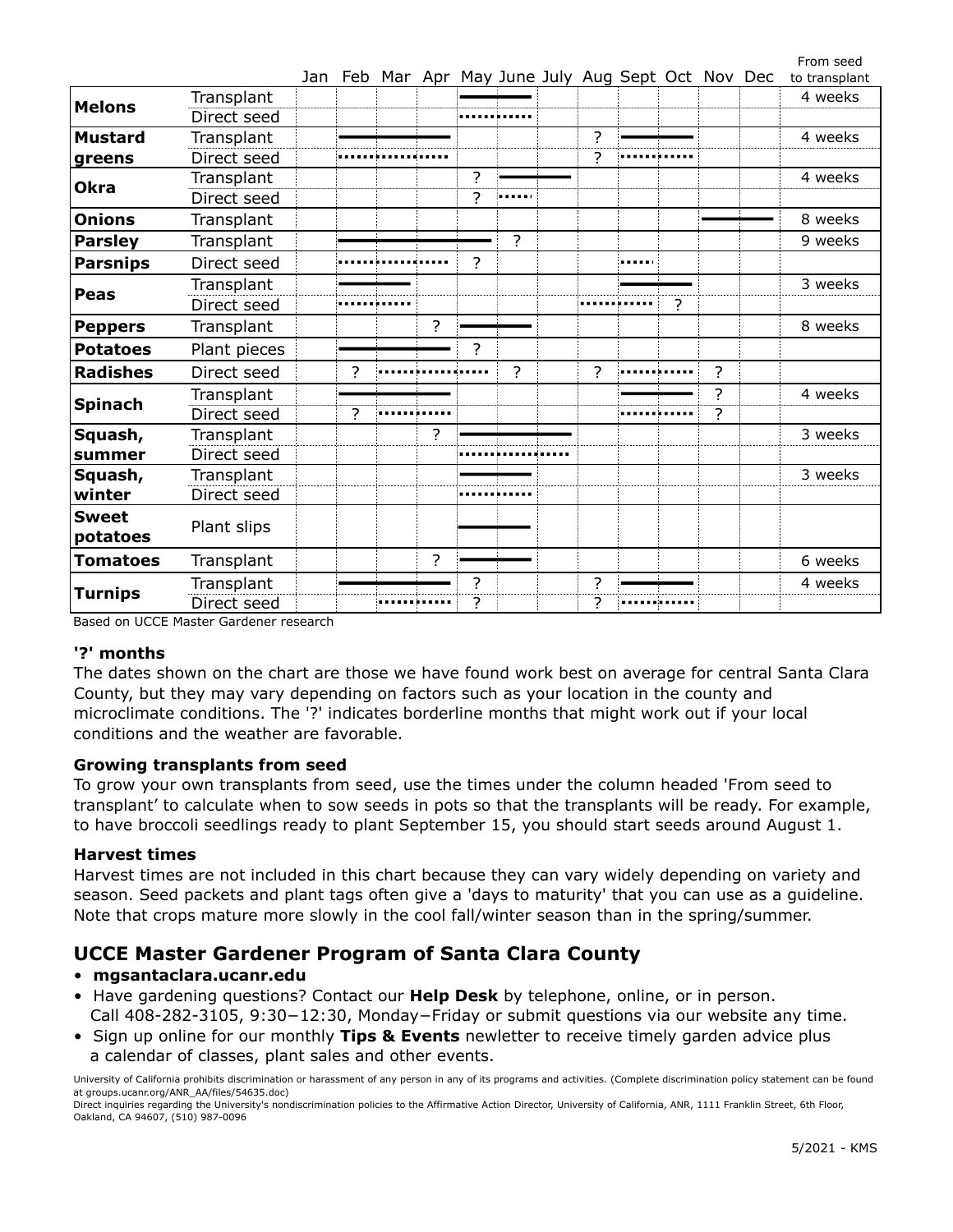| | | Jan | Feb | Mar | Apr | May | June | July | Aug | Sept | Oct | Nov | Dec | From seed to transplant |
|---|---|---|---|---|---|---|---|---|---|---|---|---|---|---|
| **Melons** | Transplant | | | | | | | | | | | | | 4 weeks |
| | Direct seed | | | | | | | | | | | | | |
| **Mustard greens** | Transplant | | | | | | | | ? | | | | | 4 weeks |
| | Direct seed | | | | | | | | ? | | | | | |
| **Okra** | Transplant | | | | | ? | | | | | | | | 4 weeks |
| | Direct seed | | | | | ? | | | | | | | | |
| **Onions** | Transplant | | | | | | | | | | | | | 8 weeks |
| **Parsley** | Transplant | | | | | | ? | | | | | | | 9 weeks |
| **Parsnips** | Direct seed | | | | | ? | | | | | | | | |
| **Peas** | Transplant | | | | | | | | | | | | | 3 weeks |
| | Direct seed | | | | | | | | | | ? | | | |
| **Peppers** | Transplant | | | | ? | | | | | | | | | 8 weeks |
| **Potatoes** | Plant pieces | | | | | ? | | | | | | | | |
| **Radishes** | Direct seed | | ? | | | | ? | | ? | | | ? | | |
| **Spinach** | Transplant | | | | | | | | | | | ? | | 4 weeks |
| | Direct seed | | ? | | | | | | | | | ? | | |
| **Squash, summer** | Transplant | | | | ? | | | | | | | | | 3 weeks |
| | Direct seed | | | | | | | | | | | | | |
| **Squash, winter** | Transplant | | | | | | | | | | | | | 3 weeks |
| | Direct seed | | | | | | | | | | | | | |
| **Sweet potatoes** | Plant slips | | | | | | | | | | | | | |
| **Tomatoes** | Transplant | | | | ? | | | | | | | | | 6 weeks |
| **Turnips** | Transplant | | | | | ? | | | ? | | | | | 4 weeks |
| | Direct seed | | | | | ? | | | ? | | | | | |

Based on UCCE Master Gardener research

### '?' months

The dates shown on the chart are those we have found work best on average for central Santa Clara County, but they may vary depending on factors such as your location in the county and microclimate conditions. The '?' indicates borderline months that might work out if your local conditions and the weather are favorable.

### Growing transplants from seed

To grow your own transplants from seed, use the times under the column headed 'From seed to transplant' to calculate when to sow seeds in pots so that the transplants will be ready. For example, to have broccoli seedlings ready to plant September 15, you should start seeds around August 1.

### Harvest times

Harvest times are not included in this chart because they can vary widely depending on variety and season. Seed packets and plant tags often give a 'days to maturity' that you can use as a guideline. Note that crops mature more slowly in the cool fall/winter season than in the spring/summer.

## UCCE Master Gardener Program of Santa Clara County

- **mgsantaclara.ucanr.edu**
- Have gardening questions? Contact our **Help Desk** by telephone, online, or in person. Call 408-282-3105, 9:30−12:30, Monday−Friday or submit questions via our website any time.
- Sign up online for our monthly **Tips & Events** newletter to receive timely garden advice plus a calendar of classes, plant sales and other events.

University of California prohibits discrimination or harassment of any person in any of its programs and activities. (Complete discrimination policy statement can be found at groups.ucanr.org/ANR_AA/files/54635.doc)

Direct inquiries regarding the University's nondiscrimination policies to the Affirmative Action Director, University of California, ANR, 1111 Franklin Street, 6th Floor, Oakland, CA 94607, (510) 987-0096

5/2021 - KMS